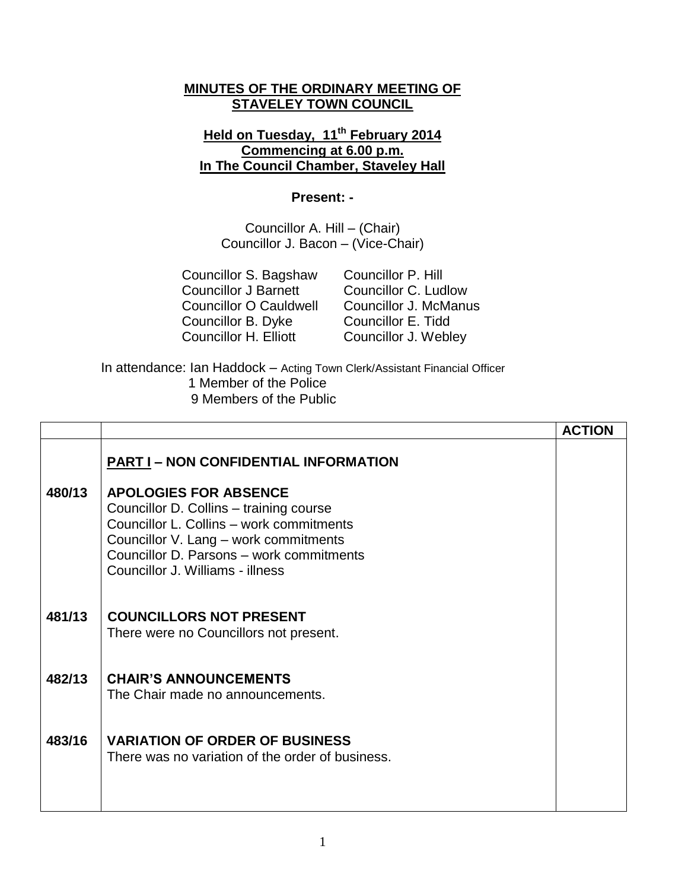**MINUTES OF THE ORDINARY MEETING OF STAVELEY TOWN COUNCIL**

**Held on Tuesday, 11th February 2014**
**Commencing at 6.00 p.m.**
**In The Council Chamber, Staveley Hall**

**Present: -**

Councillor A. Hill – (Chair)
Councillor J. Bacon – (Vice-Chair)

Councillor S. Bagshaw
Councillor J Barnett
Councillor O Cauldwell
Councillor B. Dyke
Councillor H. Elliott
Councillor P. Hill
Councillor C. Ludlow
Councillor J. McManus
Councillor E. Tidd
Councillor J. Webley

In attendance: Ian Haddock – Acting Town Clerk/Assistant Financial Officer
1 Member of the Police
9 Members of the Public

| | | ACTION |
|---|---|---|
| | **PART I – NON CONFIDENTIAL INFORMATION** | |
| **480/13** | **APOLOGIES FOR ABSENCE**<br>Councillor D. Collins – training course<br>Councillor L. Collins – work commitments<br>Councillor V. Lang – work commitments<br>Councillor D. Parsons – work commitments<br>Councillor J. Williams - illness | |
| **481/13** | **COUNCILLORS NOT PRESENT**<br>There were no Councillors not present. | |
| **482/13** | **CHAIR'S ANNOUNCEMENTS**<br>The Chair made no announcements. | |
| **483/16** | **VARIATION OF ORDER OF BUSINESS**<br>There was no variation of the order of business. | |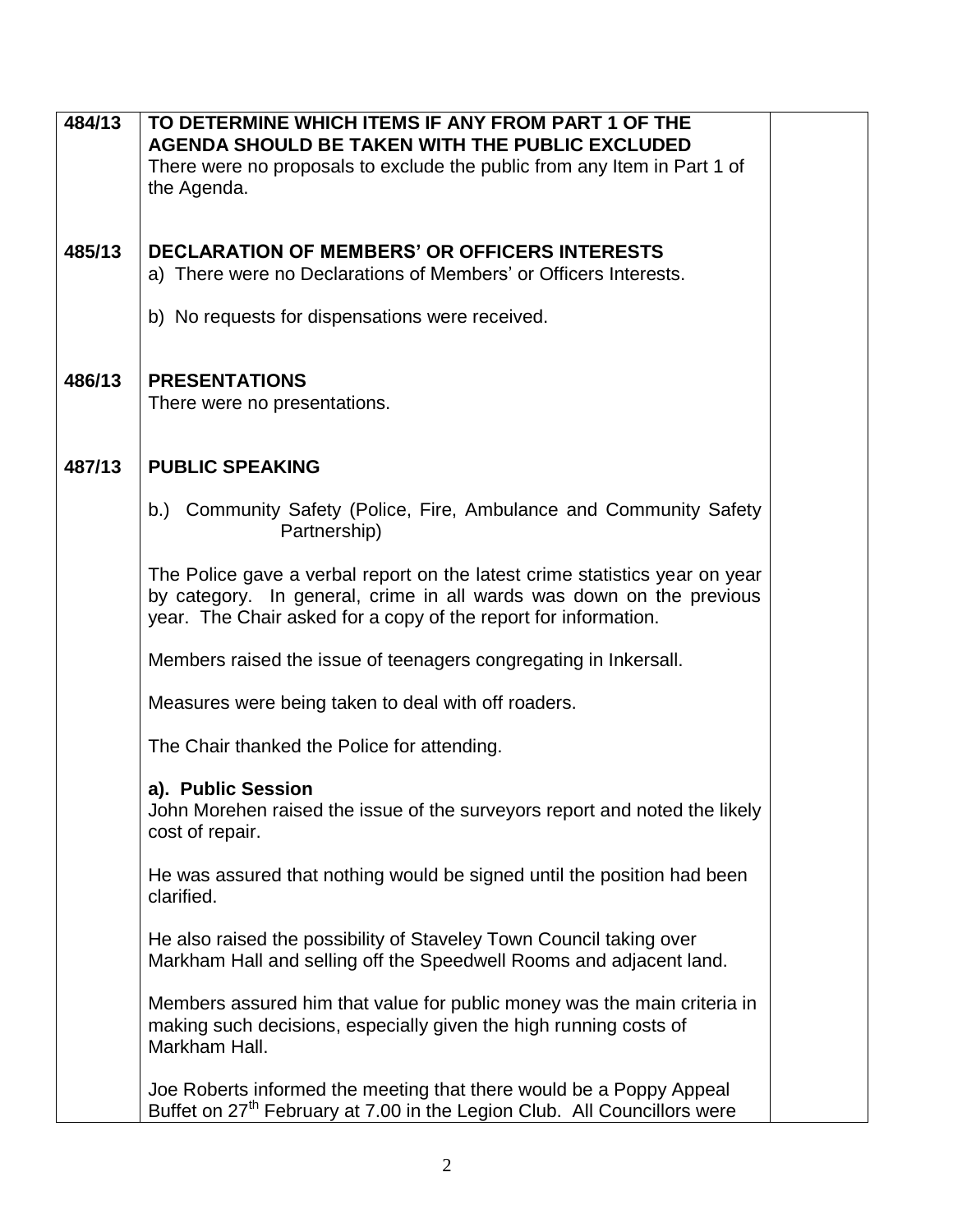| | | |
|---|---|---|
| **484/13** | **TO DETERMINE WHICH ITEMS IF ANY FROM PART 1 OF THE AGENDA SHOULD BE TAKEN WITH THE PUBLIC EXCLUDED**<br>There were no proposals to exclude the public from any Item in Part 1 of the Agenda. | |
| **485/13** | **DECLARATION OF MEMBERS' OR OFFICERS INTERESTS**<br>a) There were no Declarations of Members' or Officers Interests.<br><br>b) No requests for dispensations were received. | |
| **486/13** | **PRESENTATIONS**<br>There were no presentations. | |
| **487/13** | **PUBLIC SPEAKING**<br><br>b.) Community Safety (Police, Fire, Ambulance and Community Safety Partnership)<br><br>The Police gave a verbal report on the latest crime statistics year on year by category. In general, crime in all wards was down on the previous year. The Chair asked for a copy of the report for information.<br><br>Members raised the issue of teenagers congregating in Inkersall.<br><br>Measures were being taken to deal with off roaders.<br><br>The Chair thanked the Police for attending.<br><br>**a). Public Session**<br>John Morehen raised the issue of the surveyors report and noted the likely cost of repair.<br><br>He was assured that nothing would be signed until the position had been clarified.<br><br>He also raised the possibility of Staveley Town Council taking over Markham Hall and selling off the Speedwell Rooms and adjacent land.<br><br>Members assured him that value for public money was the main criteria in making such decisions, especially given the high running costs of Markham Hall.<br><br>Joe Roberts informed the meeting that there would be a Poppy Appeal Buffet on 27th February at 7.00 in the Legion Club. All Councillors were | |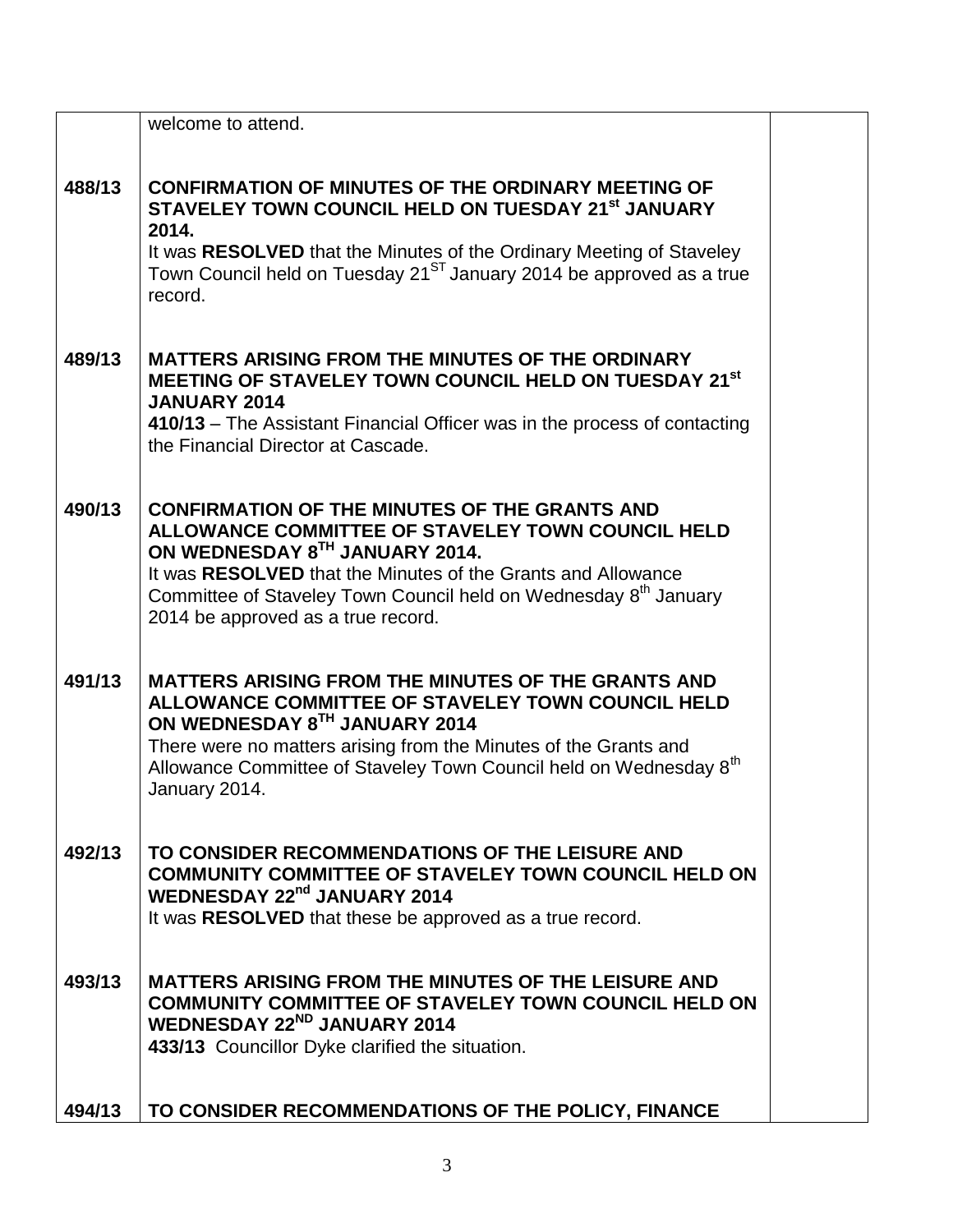| | | |
|---|---|---|
| | welcome to attend. | |
| **488/13** | **CONFIRMATION OF MINUTES OF THE ORDINARY MEETING OF STAVELEY TOWN COUNCIL HELD ON TUESDAY 21st JANUARY 2014.**<br>It was **RESOLVED** that the Minutes of the Ordinary Meeting of Staveley Town Council held on Tuesday 21ST January 2014 be approved as a true record. | |
| **489/13** | **MATTERS ARISING FROM THE MINUTES OF THE ORDINARY MEETING OF STAVELEY TOWN COUNCIL HELD ON TUESDAY 21st JANUARY 2014**<br>**410/13** – The Assistant Financial Officer was in the process of contacting the Financial Director at Cascade. | |
| **490/13** | **CONFIRMATION OF THE MINUTES OF THE GRANTS AND ALLOWANCE COMMITTEE OF STAVELEY TOWN COUNCIL HELD ON WEDNESDAY 8TH JANUARY 2014.**<br>It was **RESOLVED** that the Minutes of the Grants and Allowance Committee of Staveley Town Council held on Wednesday 8th January 2014 be approved as a true record. | |
| **491/13** | **MATTERS ARISING FROM THE MINUTES OF THE GRANTS AND ALLOWANCE COMMITTEE OF STAVELEY TOWN COUNCIL HELD ON WEDNESDAY 8TH JANUARY 2014**<br>There were no matters arising from the Minutes of the Grants and Allowance Committee of Staveley Town Council held on Wednesday 8th January 2014. | |
| **492/13** | **TO CONSIDER RECOMMENDATIONS OF THE LEISURE AND COMMUNITY COMMITTEE OF STAVELEY TOWN COUNCIL HELD ON WEDNESDAY 22nd JANUARY 2014**<br>It was **RESOLVED** that these be approved as a true record. | |
| **493/13** | **MATTERS ARISING FROM THE MINUTES OF THE LEISURE AND COMMUNITY COMMITTEE OF STAVELEY TOWN COUNCIL HELD ON WEDNESDAY 22ND JANUARY 2014**<br>**433/13** Councillor Dyke clarified the situation. | |
| **494/13** | **TO CONSIDER RECOMMENDATIONS OF THE POLICY, FINANCE** | |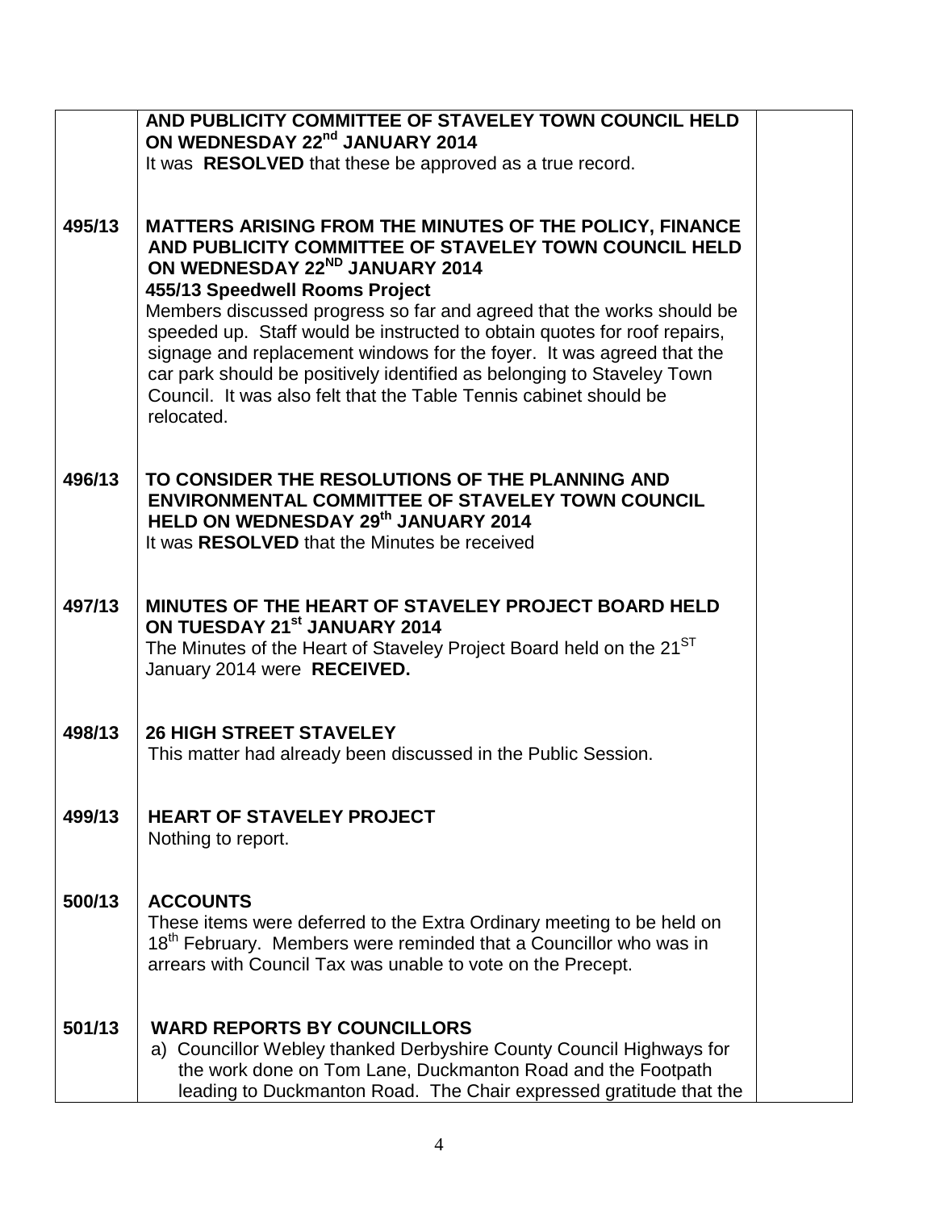| | | |
|---|---|---|
| | **AND PUBLICITY COMMITTEE OF STAVELEY TOWN COUNCIL HELD ON WEDNESDAY 22nd JANUARY 2014**<br>It was **RESOLVED** that these be approved as a true record. | |
| **495/13** | **MATTERS ARISING FROM THE MINUTES OF THE POLICY, FINANCE AND PUBLICITY COMMITTEE OF STAVELEY TOWN COUNCIL HELD ON WEDNESDAY 22ND JANUARY 2014**<br>**455/13 Speedwell Rooms Project**<br>Members discussed progress so far and agreed that the works should be speeded up. Staff would be instructed to obtain quotes for roof repairs, signage and replacement windows for the foyer. It was agreed that the car park should be positively identified as belonging to Staveley Town Council. It was also felt that the Table Tennis cabinet should be relocated. | |
| **496/13** | **TO CONSIDER THE RESOLUTIONS OF THE PLANNING AND ENVIRONMENTAL COMMITTEE OF STAVELEY TOWN COUNCIL HELD ON WEDNESDAY 29th JANUARY 2014**<br>It was **RESOLVED** that the Minutes be received | |
| **497/13** | **MINUTES OF THE HEART OF STAVELEY PROJECT BOARD HELD ON TUESDAY 21st JANUARY 2014**<br>The Minutes of the Heart of Staveley Project Board held on the 21ST January 2014 were **RECEIVED.** | |
| **498/13** | **26 HIGH STREET STAVELEY**<br>This matter had already been discussed in the Public Session. | |
| **499/13** | **HEART OF STAVELEY PROJECT**<br>Nothing to report. | |
| **500/13** | **ACCOUNTS**<br>These items were deferred to the Extra Ordinary meeting to be held on 18th February. Members were reminded that a Councillor who was in arrears with Council Tax was unable to vote on the Precept. | |
| **501/13** | **WARD REPORTS BY COUNCILLORS**<br>a) Councillor Webley thanked Derbyshire County Council Highways for the work done on Tom Lane, Duckmanton Road and the Footpath leading to Duckmanton Road. The Chair expressed gratitude that the | |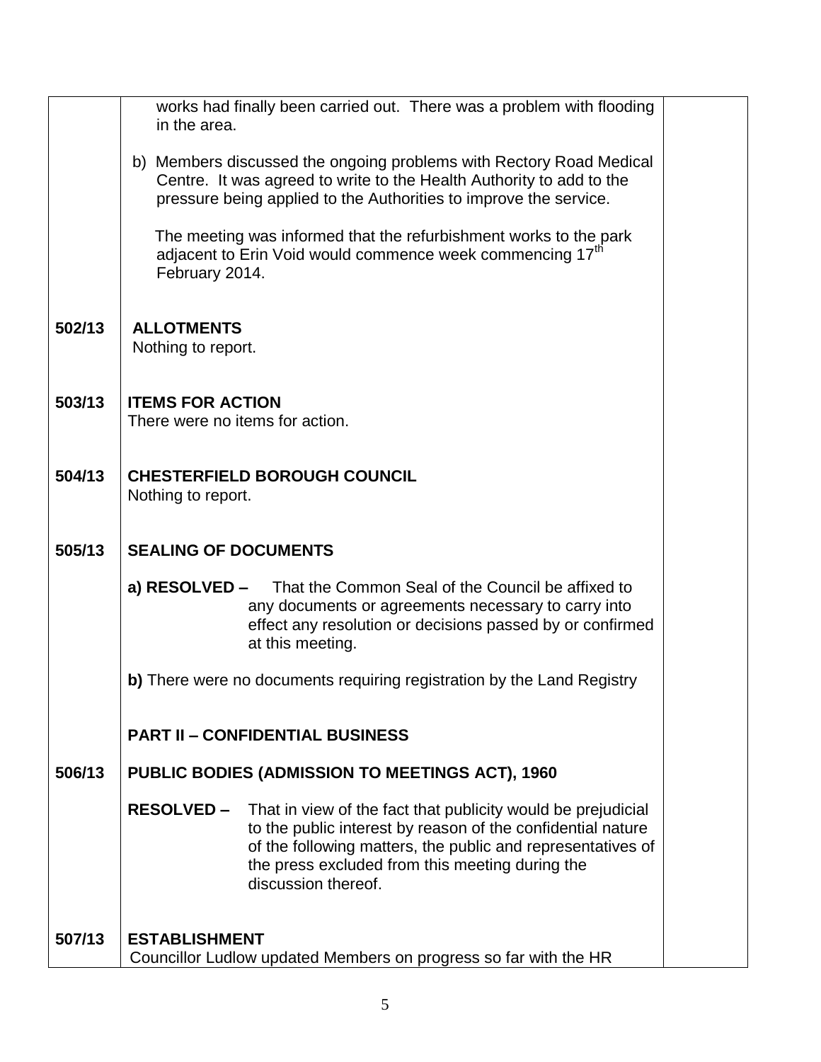| | | |
|---|---|---|
| | works had finally been carried out. There was a problem with flooding in the area.<br><br>b) Members discussed the ongoing problems with Rectory Road Medical Centre. It was agreed to write to the Health Authority to add to the pressure being applied to the Authorities to improve the service.<br><br>The meeting was informed that the refurbishment works to the park adjacent to Erin Void would commence week commencing 17th February 2014. | |
| **502/13** | **ALLOTMENTS**<br>Nothing to report. | |
| **503/13** | **ITEMS FOR ACTION**<br>There were no items for action. | |
| **504/13** | **CHESTERFIELD BOROUGH COUNCIL**<br>Nothing to report. | |
| **505/13** | **SEALING OF DOCUMENTS**<br><br>**a) RESOLVED –** That the Common Seal of the Council be affixed to any documents or agreements necessary to carry into effect any resolution or decisions passed by or confirmed at this meeting.<br><br>**b)** There were no documents requiring registration by the Land Registry | |
| | **PART II – CONFIDENTIAL BUSINESS** | |
| **506/13** | **PUBLIC BODIES (ADMISSION TO MEETINGS ACT), 1960**<br><br>**RESOLVED –** That in view of the fact that publicity would be prejudicial to the public interest by reason of the confidential nature of the following matters, the public and representatives of the press excluded from this meeting during the discussion thereof. | |
| **507/13** | **ESTABLISHMENT**<br>Councillor Ludlow updated Members on progress so far with the HR | |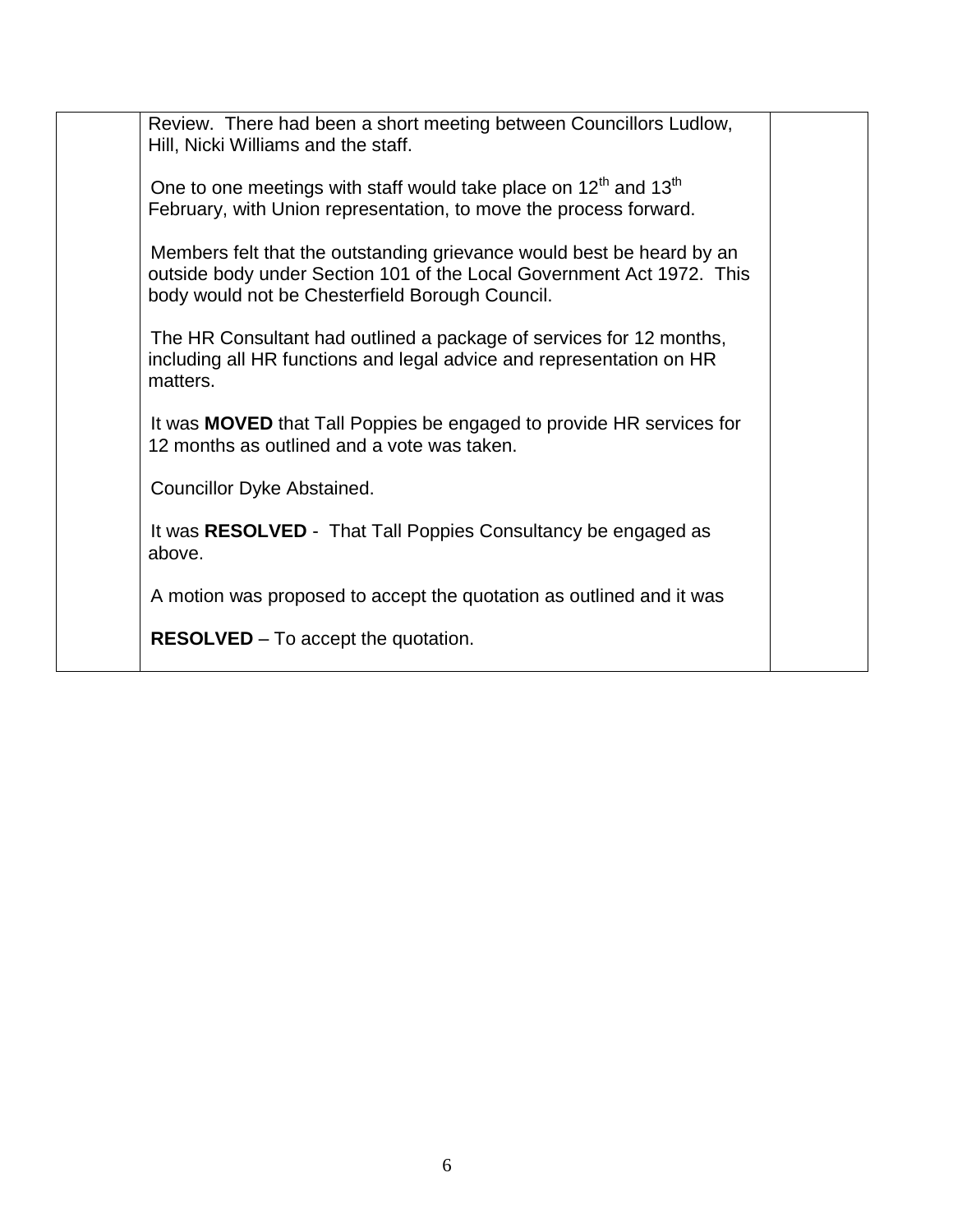| | | |
|---|---|---|
| | Review. There had been a short meeting between Councillors Ludlow, Hill, Nicki Williams and the staff.<br><br>One to one meetings with staff would take place on 12th and 13th February, with Union representation, to move the process forward.<br><br>Members felt that the outstanding grievance would best be heard by an outside body under Section 101 of the Local Government Act 1972. This body would not be Chesterfield Borough Council.<br><br>The HR Consultant had outlined a package of services for 12 months, including all HR functions and legal advice and representation on HR matters.<br><br>It was **MOVED** that Tall Poppies be engaged to provide HR services for 12 months as outlined and a vote was taken.<br><br>Councillor Dyke Abstained.<br><br>It was **RESOLVED** - That Tall Poppies Consultancy be engaged as above.<br><br>A motion was proposed to accept the quotation as outlined and it was<br><br>**RESOLVED** – To accept the quotation. | |